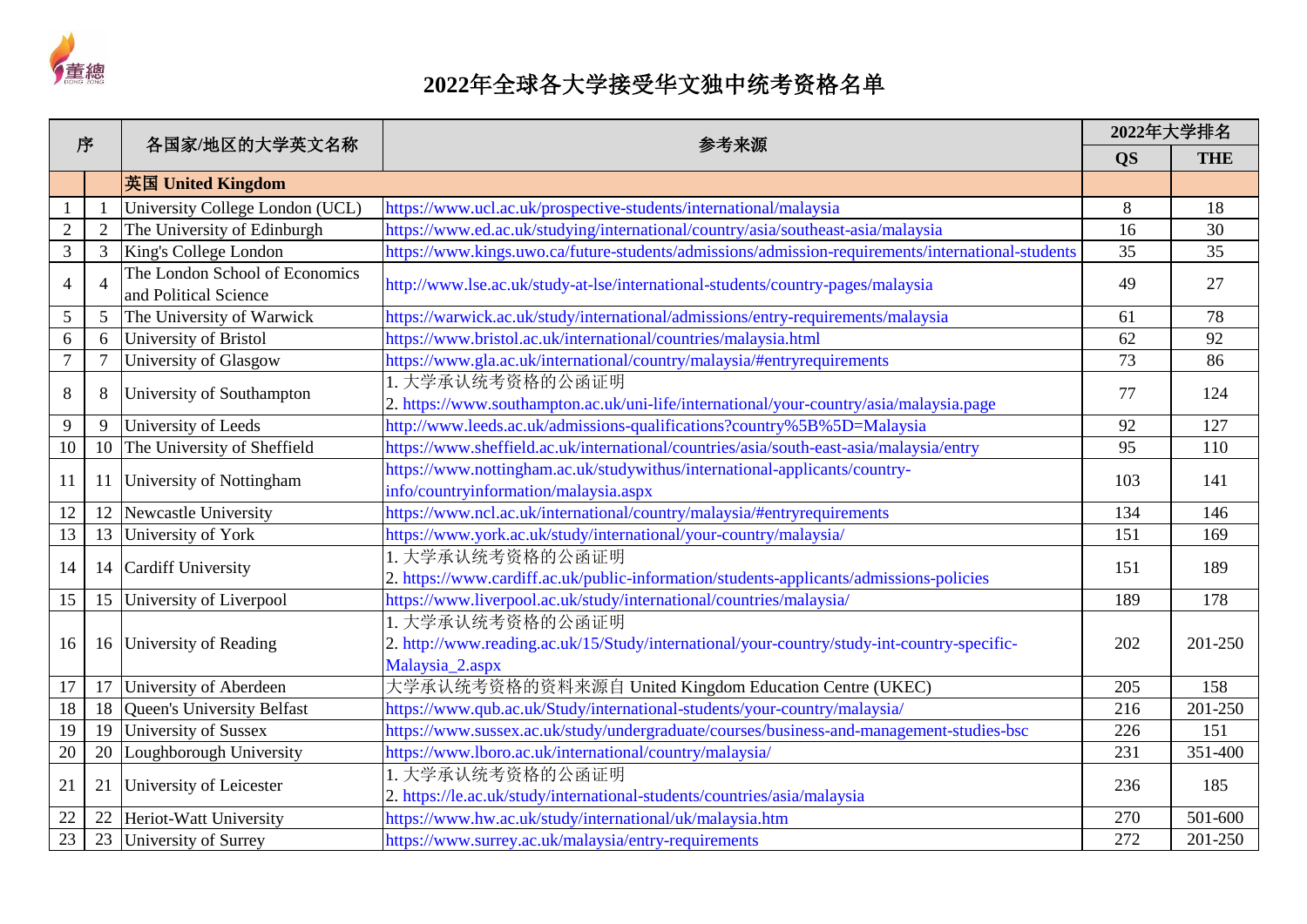# 2022年全球各大学接受华文独中统考资格名单

| 序 | | 各国家/地区的大学英文名称 | 参考来源 | 2022年大学排名 | |
|---|---|---|---|---|---|
| | | | | QS | THE |
| | | **英国 United Kingdom** | | | |
| 1 | 1 | University College London (UCL) | https://www.ucl.ac.uk/prospective-students/international/malaysia | 8 | 18 |
| 2 | 2 | The University of Edinburgh | https://www.ed.ac.uk/studying/international/country/asia/southeast-asia/malaysia | 16 | 30 |
| 3 | 3 | King's College London | https://www.kings.uwo.ca/future-students/admissions/admission-requirements/international-students | 35 | 35 |
| 4 | 4 | The London School of Economics and Political Science | http://www.lse.ac.uk/study-at-lse/international-students/country-pages/malaysia | 49 | 27 |
| 5 | 5 | The University of Warwick | https://warwick.ac.uk/study/international/admissions/entry-requirements/malaysia | 61 | 78 |
| 6 | 6 | University of Bristol | https://www.bristol.ac.uk/international/countries/malaysia.html | 62 | 92 |
| 7 | 7 | University of Glasgow | https://www.gla.ac.uk/international/country/malaysia/#entryrequirements | 73 | 86 |
| 8 | 8 | University of Southampton | 1. 大学承认统考资格的公函证明<br>2. https://www.southampton.ac.uk/uni-life/international/your-country/asia/malaysia.page | 77 | 124 |
| 9 | 9 | University of Leeds | http://www.leeds.ac.uk/admissions-qualifications?country%5B%5D=Malaysia | 92 | 127 |
| 10 | 10 | The University of Sheffield | https://www.sheffield.ac.uk/international/countries/asia/south-east-asia/malaysia/entry | 95 | 110 |
| 11 | 11 | University of Nottingham | https://www.nottingham.ac.uk/studywithus/international-applicants/country-info/countryinformation/malaysia.aspx | 103 | 141 |
| 12 | 12 | Newcastle University | https://www.ncl.ac.uk/international/country/malaysia/#entryrequirements | 134 | 146 |
| 13 | 13 | University of York | https://www.york.ac.uk/study/international/your-country/malaysia/ | 151 | 169 |
| 14 | 14 | Cardiff University | 1. 大学承认统考资格的公函证明<br>2. https://www.cardiff.ac.uk/public-information/students-applicants/admissions-policies | 151 | 189 |
| 15 | 15 | University of Liverpool | https://www.liverpool.ac.uk/study/international/countries/malaysia/ | 189 | 178 |
| 16 | 16 | University of Reading | 1. 大学承认统考资格的公函证明<br>2. http://www.reading.ac.uk/15/Study/international/your-country/study-int-country-specific-Malaysia_2.aspx | 202 | 201-250 |
| 17 | 17 | University of Aberdeen | 大学承认统考资格的资料来源自 United Kingdom Education Centre (UKEC) | 205 | 158 |
| 18 | 18 | Queen's University Belfast | https://www.qub.ac.uk/Study/international-students/your-country/malaysia/ | 216 | 201-250 |
| 19 | 19 | University of Sussex | https://www.sussex.ac.uk/study/undergraduate/courses/business-and-management-studies-bsc | 226 | 151 |
| 20 | 20 | Loughborough University | https://www.lboro.ac.uk/international/country/malaysia/ | 231 | 351-400 |
| 21 | 21 | University of Leicester | 1. 大学承认统考资格的公函证明<br>2. https://le.ac.uk/study/international-students/countries/asia/malaysia | 236 | 185 |
| 22 | 22 | Heriot-Watt University | https://www.hw.ac.uk/study/international/uk/malaysia.htm | 270 | 501-600 |
| 23 | 23 | University of Surrey | https://www.surrey.ac.uk/malaysia/entry-requirements | 272 | 201-250 |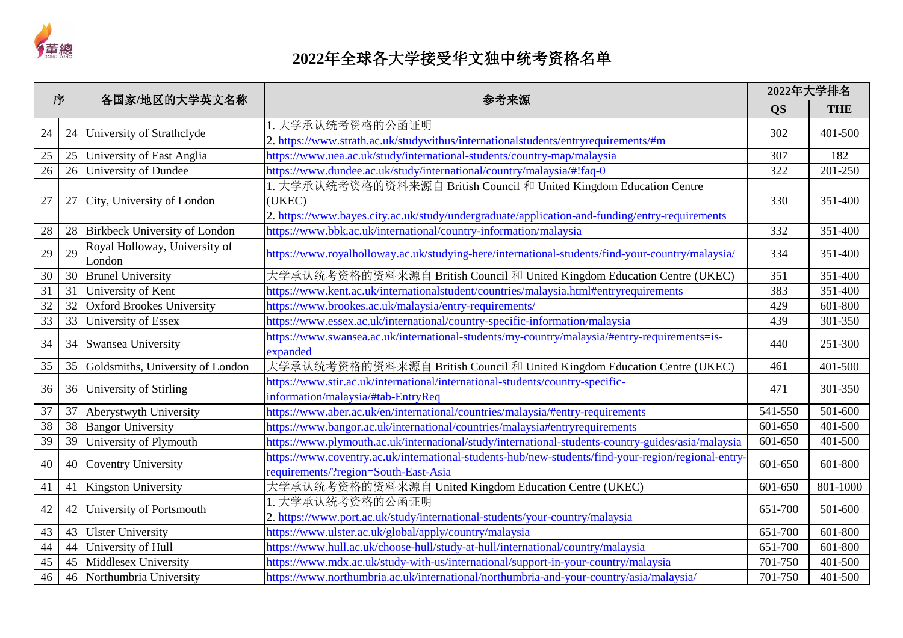# 2022年全球各大学接受华文独中统考资格名单

| 序 | | 各国家/地区的大学英文名称 | 参考来源 | 2022年大学排名 | |
|---|---|---|---|---|---|
| | | | | QS | THE |
| 24 | 24 | University of Strathclyde | 1. 大学承认统考资格的公函证明<br>2. https://www.strath.ac.uk/studywithus/internationalstudents/entryrequirements/#m | 302 | 401-500 |
| 25 | 25 | University of East Anglia | https://www.uea.ac.uk/study/international-students/country-map/malaysia | 307 | 182 |
| 26 | 26 | University of Dundee | https://www.dundee.ac.uk/study/international/country/malaysia/#!faq-0 | 322 | 201-250 |
| 27 | 27 | City, University of London | 1. 大学承认统考资格的资料来源自 British Council 和 United Kingdom Education Centre (UKEC)<br>2. https://www.bayes.city.ac.uk/study/undergraduate/application-and-funding/entry-requirements | 330 | 351-400 |
| 28 | 28 | Birkbeck University of London | https://www.bbk.ac.uk/international/country-information/malaysia | 332 | 351-400 |
| 29 | 29 | Royal Holloway, University of London | https://www.royalholloway.ac.uk/studying-here/international-students/find-your-country/malaysia/ | 334 | 351-400 |
| 30 | 30 | Brunel University | 大学承认统考资格的资料来源自 British Council 和 United Kingdom Education Centre (UKEC) | 351 | 351-400 |
| 31 | 31 | University of Kent | https://www.kent.ac.uk/internationalstudent/countries/malaysia.html#entryrequirements | 383 | 351-400 |
| 32 | 32 | Oxford Brookes University | https://www.brookes.ac.uk/malaysia/entry-requirements/ | 429 | 601-800 |
| 33 | 33 | University of Essex | https://www.essex.ac.uk/international/country-specific-information/malaysia | 439 | 301-350 |
| 34 | 34 | Swansea University | https://www.swansea.ac.uk/international-students/my-country/malaysia/#entry-requirements=is-expanded | 440 | 251-300 |
| 35 | 35 | Goldsmiths, University of London | 大学承认统考资格的资料来源自 British Council 和 United Kingdom Education Centre (UKEC) | 461 | 401-500 |
| 36 | 36 | University of Stirling | https://www.stir.ac.uk/international/international-students/country-specific-information/malaysia/#tab-EntryReq | 471 | 301-350 |
| 37 | 37 | Aberystwyth University | https://www.aber.ac.uk/en/international/countries/malaysia/#entry-requirements | 541-550 | 501-600 |
| 38 | 38 | Bangor University | https://www.bangor.ac.uk/international/countries/malaysia#entryrequirements | 601-650 | 401-500 |
| 39 | 39 | University of Plymouth | https://www.plymouth.ac.uk/international/study/international-students-country-guides/asia/malaysia | 601-650 | 401-500 |
| 40 | 40 | Coventry University | https://www.coventry.ac.uk/international-students-hub/new-students/find-your-region/regional-entry-requirements/?region=South-East-Asia | 601-650 | 601-800 |
| 41 | 41 | Kingston University | 大学承认统考资格的资料来源自 United Kingdom Education Centre (UKEC) | 601-650 | 801-1000 |
| 42 | 42 | University of Portsmouth | 1. 大学承认统考资格的公函证明<br>2. https://www.port.ac.uk/study/international-students/your-country/malaysia | 651-700 | 501-600 |
| 43 | 43 | Ulster University | https://www.ulster.ac.uk/global/apply/country/malaysia | 651-700 | 601-800 |
| 44 | 44 | University of Hull | https://www.hull.ac.uk/choose-hull/study-at-hull/international/country/malaysia | 651-700 | 601-800 |
| 45 | 45 | Middlesex University | https://www.mdx.ac.uk/study-with-us/international/support-in-your-country/malaysia | 701-750 | 401-500 |
| 46 | 46 | Northumbria University | https://www.northumbria.ac.uk/international/northumbria-and-your-country/asia/malaysia/ | 701-750 | 401-500 |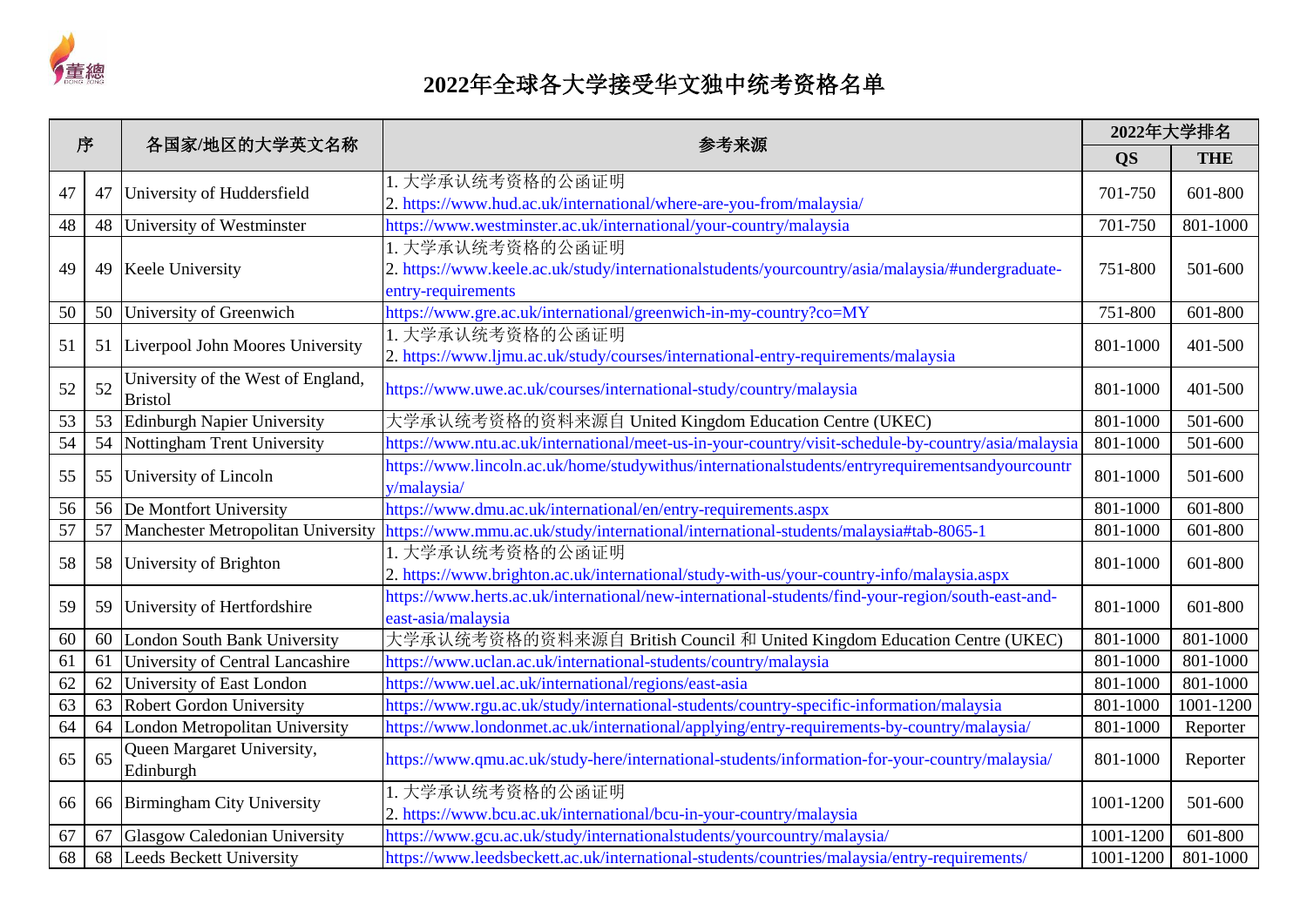# 2022年全球各大学接受华文独中统考资格名单

| 序 | | 各国家/地区的大学英文名称 | 参考来源 | 2022年大学排名 | |
|---|---|---|---|---|---|
| | | | | QS | THE |
| 47 | 47 | University of Huddersfield | 1. 大学承认统考资格的公函证明<br>2. https://www.hud.ac.uk/international/where-are-you-from/malaysia/ | 701-750 | 601-800 |
| 48 | 48 | University of Westminster | https://www.westminster.ac.uk/international/your-country/malaysia | 701-750 | 801-1000 |
| 49 | 49 | Keele University | 1. 大学承认统考资格的公函证明<br>2. https://www.keele.ac.uk/study/internationalstudents/yourcountry/asia/malaysia/#undergraduate-entry-requirements | 751-800 | 501-600 |
| 50 | 50 | University of Greenwich | https://www.gre.ac.uk/international/greenwich-in-my-country?co=MY | 751-800 | 601-800 |
| 51 | 51 | Liverpool John Moores University | 1. 大学承认统考资格的公函证明<br>2. https://www.ljmu.ac.uk/study/courses/international-entry-requirements/malaysia | 801-1000 | 401-500 |
| 52 | 52 | University of the West of England, Bristol | https://www.uwe.ac.uk/courses/international-study/country/malaysia | 801-1000 | 401-500 |
| 53 | 53 | Edinburgh Napier University | 大学承认统考资格的资料来源自 United Kingdom Education Centre (UKEC) | 801-1000 | 501-600 |
| 54 | 54 | Nottingham Trent University | https://www.ntu.ac.uk/international/meet-us-in-your-country/visit-schedule-by-country/asia/malaysia | 801-1000 | 501-600 |
| 55 | 55 | University of Lincoln | https://www.lincoln.ac.uk/home/studywithus/internationalstudents/entryrequirementsandyourcountry/malaysia/ | 801-1000 | 501-600 |
| 56 | 56 | De Montfort University | https://www.dmu.ac.uk/international/en/entry-requirements.aspx | 801-1000 | 601-800 |
| 57 | 57 | Manchester Metropolitan University | https://www.mmu.ac.uk/study/international/international-students/malaysia#tab-8065-1 | 801-1000 | 601-800 |
| 58 | 58 | University of Brighton | 1. 大学承认统考资格的公函证明<br>2. https://www.brighton.ac.uk/international/study-with-us/your-country-info/malaysia.aspx | 801-1000 | 601-800 |
| 59 | 59 | University of Hertfordshire | https://www.herts.ac.uk/international/new-international-students/find-your-region/south-east-and-east-asia/malaysia | 801-1000 | 601-800 |
| 60 | 60 | London South Bank University | 大学承认统考资格的资料来源自 British Council 和 United Kingdom Education Centre (UKEC) | 801-1000 | 801-1000 |
| 61 | 61 | University of Central Lancashire | https://www.uclan.ac.uk/international-students/country/malaysia | 801-1000 | 801-1000 |
| 62 | 62 | University of East London | https://www.uel.ac.uk/international/regions/east-asia | 801-1000 | 801-1000 |
| 63 | 63 | Robert Gordon University | https://www.rgu.ac.uk/study/international-students/country-specific-information/malaysia | 801-1000 | 1001-1200 |
| 64 | 64 | London Metropolitan University | https://www.londonmet.ac.uk/international/applying/entry-requirements-by-country/malaysia/ | 801-1000 | Reporter |
| 65 | 65 | Queen Margaret University, Edinburgh | https://www.qmu.ac.uk/study-here/international-students/information-for-your-country/malaysia/ | 801-1000 | Reporter |
| 66 | 66 | Birmingham City University | 1. 大学承认统考资格的公函证明<br>2. https://www.bcu.ac.uk/international/bcu-in-your-country/malaysia | 1001-1200 | 501-600 |
| 67 | 67 | Glasgow Caledonian University | https://www.gcu.ac.uk/study/internationalstudents/yourcountry/malaysia/ | 1001-1200 | 601-800 |
| 68 | 68 | Leeds Beckett University | https://www.leedsbeckett.ac.uk/international-students/countries/malaysia/entry-requirements/ | 1001-1200 | 801-1000 |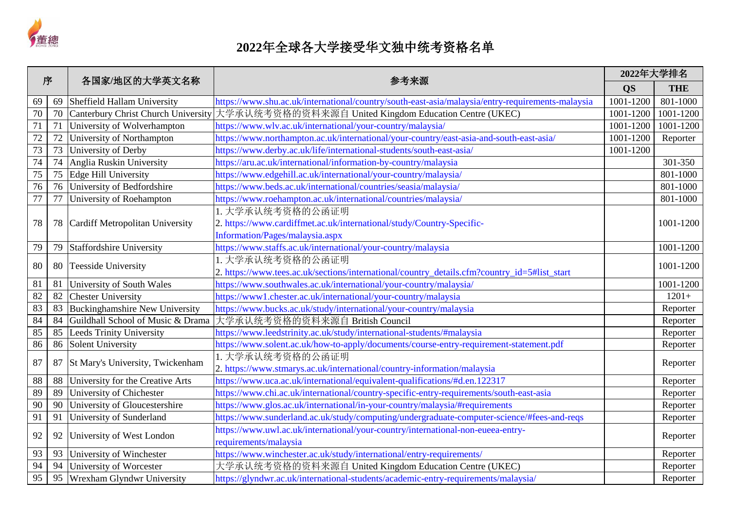# 2022年全球各大学接受华文独中统考资格名单

| 序 | | 各国家/地区的大学英文名称 | 参考来源 | 2022年大学排名 | |
|---|---|---|---|---|---|
| | | | | QS | THE |
| 69 | 69 | Sheffield Hallam University | https://www.shu.ac.uk/international/country/south-east-asia/malaysia/entry-requirements-malaysia | 1001-1200 | 801-1000 |
| 70 | 70 | Canterbury Christ Church University | 大学承认统考资格的资料来源自 United Kingdom Education Centre (UKEC) | 1001-1200 | 1001-1200 |
| 71 | 71 | University of Wolverhampton | https://www.wlv.ac.uk/international/your-country/malaysia/ | 1001-1200 | 1001-1200 |
| 72 | 72 | University of Northampton | https://www.northampton.ac.uk/international/your-country/east-asia-and-south-east-asia/ | 1001-1200 | Reporter |
| 73 | 73 | University of Derby | https://www.derby.ac.uk/life/international-students/south-east-asia/ | 1001-1200 | |
| 74 | 74 | Anglia Ruskin University | https://aru.ac.uk/international/information-by-country/malaysia | | 301-350 |
| 75 | 75 | Edge Hill University | https://www.edgehill.ac.uk/international/your-country/malaysia/ | | 801-1000 |
| 76 | 76 | University of Bedfordshire | https://www.beds.ac.uk/international/countries/seasia/malaysia/ | | 801-1000 |
| 77 | 77 | University of Roehampton | https://www.roehampton.ac.uk/international/countries/malaysia/ | | 801-1000 |
| 78 | 78 | Cardiff Metropolitan University | 1. 大学承认统考资格的公函证明<br>2. https://www.cardiffmet.ac.uk/international/study/Country-Specific-Information/Pages/malaysia.aspx | | 1001-1200 |
| 79 | 79 | Staffordshire University | https://www.staffs.ac.uk/international/your-country/malaysia | | 1001-1200 |
| 80 | 80 | Teesside University | 1. 大学承认统考资格的公函证明<br>2. https://www.tees.ac.uk/sections/international/country_details.cfm?country_id=5#list_start | | 1001-1200 |
| 81 | 81 | University of South Wales | https://www.southwales.ac.uk/international/your-country/malaysia/ | | 1001-1200 |
| 82 | 82 | Chester University | https://www1.chester.ac.uk/international/your-country/malaysia | | 1201+ |
| 83 | 83 | Buckinghamshire New University | https://www.bucks.ac.uk/study/international/your-country/malaysia | | Reporter |
| 84 | 84 | Guildhall School of Music & Drama | 大学承认统考资格的资料来源自 British Council | | Reporter |
| 85 | 85 | Leeds Trinity University | https://www.leedstrinity.ac.uk/study/international-students/#malaysia | | Reporter |
| 86 | 86 | Solent University | https://www.solent.ac.uk/how-to-apply/documents/course-entry-requirement-statement.pdf | | Reporter |
| 87 | 87 | St Mary's University, Twickenham | 1. 大学承认统考资格的公函证明<br>2. https://www.stmarys.ac.uk/international/country-information/malaysia | | Reporter |
| 88 | 88 | University for the Creative Arts | https://www.uca.ac.uk/international/equivalent-qualifications/#d.en.122317 | | Reporter |
| 89 | 89 | University of Chichester | https://www.chi.ac.uk/international/country-specific-entry-requirements/south-east-asia | | Reporter |
| 90 | 90 | University of Gloucestershire | https://www.glos.ac.uk/international/in-your-country/malaysia/#requirements | | Reporter |
| 91 | 91 | University of Sunderland | https://www.sunderland.ac.uk/study/computing/undergraduate-computer-science/#fees-and-reqs | | Reporter |
| 92 | 92 | University of West London | https://www.uwl.ac.uk/international/your-country/international-non-eueea-entry-requirements/malaysia | | Reporter |
| 93 | 93 | University of Winchester | https://www.winchester.ac.uk/study/international/entry-requirements/ | | Reporter |
| 94 | 94 | University of Worcester | 大学承认统考资格的资料来源自 United Kingdom Education Centre (UKEC) | | Reporter |
| 95 | 95 | Wrexham Glyndwr University | https://glyndwr.ac.uk/international-students/academic-entry-requirements/malaysia/ | | Reporter |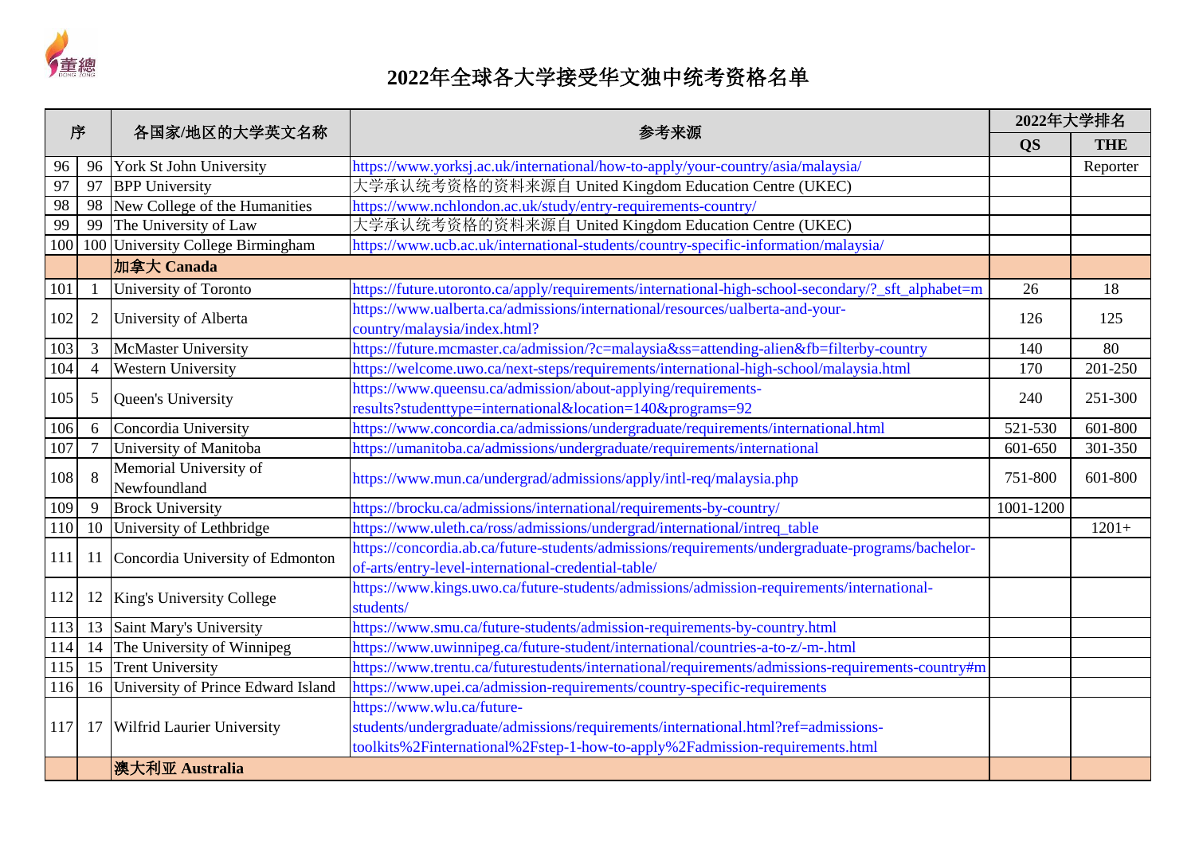# 2022年全球各大学接受华文独中统考资格名单

| 序 | | 各国家/地区的大学英文名称 | 参考来源 | 2022年大学排名 | |
|---|---|---|---|---|---|
| | | | | QS | THE |
| 96 | 96 | York St John University | https://www.yorksj.ac.uk/international/how-to-apply/your-country/asia/malaysia/ | | Reporter |
| 97 | 97 | BPP University | 大学承认统考资格的资料来源自 United Kingdom Education Centre (UKEC) | | |
| 98 | 98 | New College of the Humanities | https://www.nchlondon.ac.uk/study/entry-requirements-country/ | | |
| 99 | 99 | The University of Law | 大学承认统考资格的资料来源自 United Kingdom Education Centre (UKEC) | | |
| 100 | 100 | University College Birmingham | https://www.ucb.ac.uk/international-students/country-specific-information/malaysia/ | | |
| | | **加拿大 Canada** | | | |
| 101 | 1 | University of Toronto | https://future.utoronto.ca/apply/requirements/international-high-school-secondary/?_sft_alphabet=m | 26 | 18 |
| 102 | 2 | University of Alberta | https://www.ualberta.ca/admissions/international/resources/ualberta-and-your-country/malaysia/index.html? | 126 | 125 |
| 103 | 3 | McMaster University | https://future.mcmaster.ca/admission/?c=malaysia&ss=attending-alien&fb=filterby-country | 140 | 80 |
| 104 | 4 | Western University | https://welcome.uwo.ca/next-steps/requirements/international-high-school/malaysia.html | 170 | 201-250 |
| 105 | 5 | Queen's University | https://www.queensu.ca/admission/about-applying/requirements-results?studenttype=international&location=140&programs=92 | 240 | 251-300 |
| 106 | 6 | Concordia University | https://www.concordia.ca/admissions/undergraduate/requirements/international.html | 521-530 | 601-800 |
| 107 | 7 | University of Manitoba | https://umanitoba.ca/admissions/undergraduate/requirements/international | 601-650 | 301-350 |
| 108 | 8 | Memorial University of Newfoundland | https://www.mun.ca/undergrad/admissions/apply/intl-req/malaysia.php | 751-800 | 601-800 |
| 109 | 9 | Brock University | https://brocku.ca/admissions/international/requirements-by-country/ | 1001-1200 | |
| 110 | 10 | University of Lethbridge | https://www.uleth.ca/ross/admissions/undergrad/international/intreq_table | | 1201+ |
| 111 | 11 | Concordia University of Edmonton | https://concordia.ab.ca/future-students/admissions/requirements/undergraduate-programs/bachelor-of-arts/entry-level-international-credential-table/ | | |
| 112 | 12 | King's University College | https://www.kings.uwo.ca/future-students/admissions/admission-requirements/international-students/ | | |
| 113 | 13 | Saint Mary's University | https://www.smu.ca/future-students/admission-requirements-by-country.html | | |
| 114 | 14 | The University of Winnipeg | https://www.uwinnipeg.ca/future-student/international/countries-a-to-z/-m-.html | | |
| 115 | 15 | Trent University | https://www.trentu.ca/futurestudents/international/requirements/admissions-requirements-country#m | | |
| 116 | 16 | University of Prince Edward Island | https://www.upei.ca/admission-requirements/country-specific-requirements | | |
| 117 | 17 | Wilfrid Laurier University | https://www.wlu.ca/future-students/undergraduate/admissions/requirements/international.html?ref=admissions-toolkits%2Finternational%2Fstep-1-how-to-apply%2Fadmission-requirements.html | | |
| | | **澳大利亚 Australia** | | | |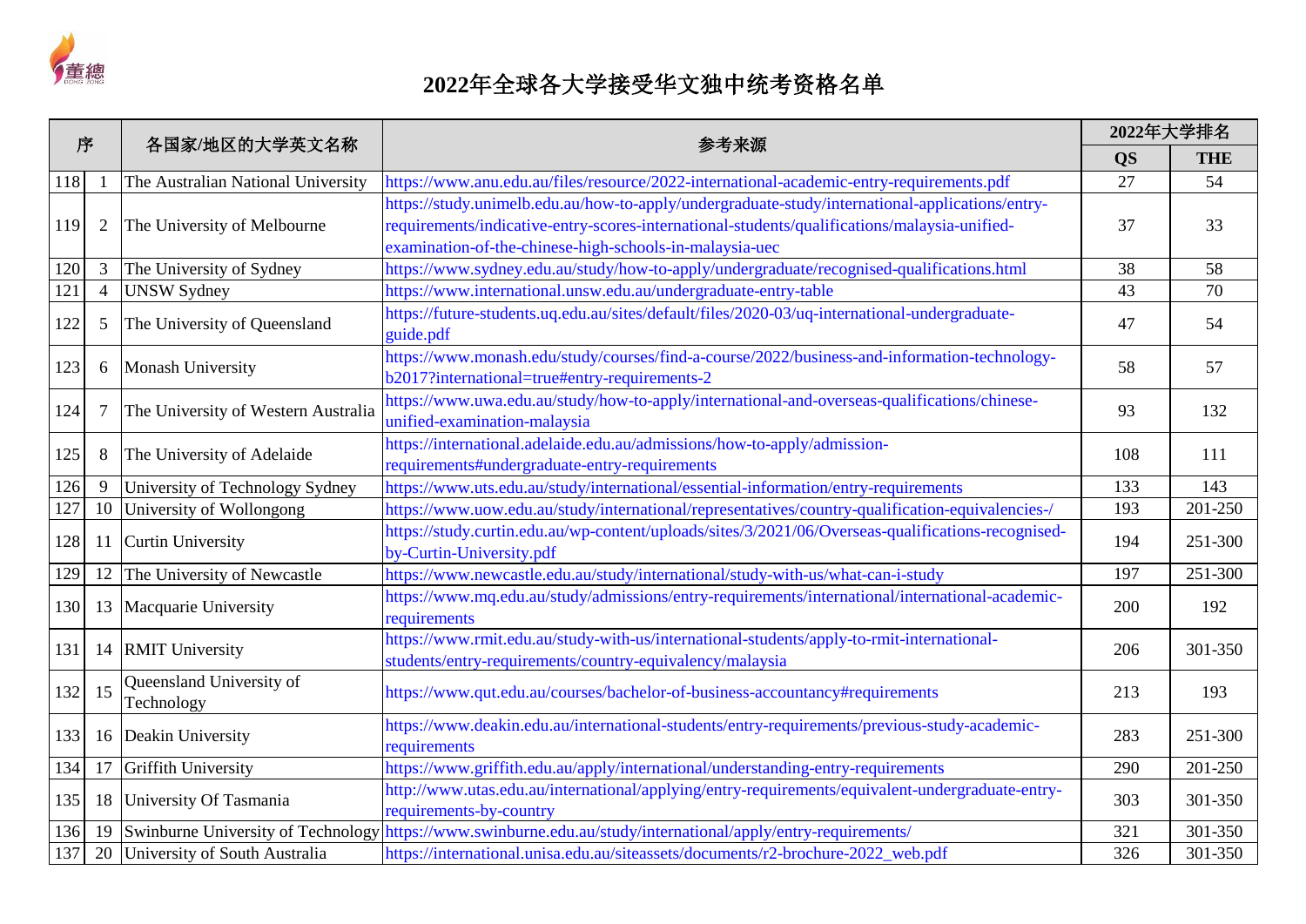# 2022年全球各大学接受华文独中统考资格名单

| 序 | | 各国家/地区的大学英文名称 | 参考来源 | 2022年大学排名 | |
|---|---|---|---|---|---|
| | | | | QS | THE |
| 118 | 1 | The Australian National University | https://www.anu.edu.au/files/resource/2022-international-academic-entry-requirements.pdf | 27 | 54 |
| 119 | 2 | The University of Melbourne | https://study.unimelb.edu.au/how-to-apply/undergraduate-study/international-applications/entry-requirements/indicative-entry-scores-international-students/qualifications/malaysia-unified-examination-of-the-chinese-high-schools-in-malaysia-uec | 37 | 33 |
| 120 | 3 | The University of Sydney | https://www.sydney.edu.au/study/how-to-apply/undergraduate/recognised-qualifications.html | 38 | 58 |
| 121 | 4 | UNSW Sydney | https://www.international.unsw.edu.au/undergraduate-entry-table | 43 | 70 |
| 122 | 5 | The University of Queensland | https://future-students.uq.edu.au/sites/default/files/2020-03/uq-international-undergraduate-guide.pdf | 47 | 54 |
| 123 | 6 | Monash University | https://www.monash.edu/study/courses/find-a-course/2022/business-and-information-technology-b2017?international=true#entry-requirements-2 | 58 | 57 |
| 124 | 7 | The University of Western Australia | https://www.uwa.edu.au/study/how-to-apply/international-and-overseas-qualifications/chinese-unified-examination-malaysia | 93 | 132 |
| 125 | 8 | The University of Adelaide | https://international.adelaide.edu.au/admissions/how-to-apply/admission-requirements#undergraduate-entry-requirements | 108 | 111 |
| 126 | 9 | University of Technology Sydney | https://www.uts.edu.au/study/international/essential-information/entry-requirements | 133 | 143 |
| 127 | 10 | University of Wollongong | https://www.uow.edu.au/study/international/representatives/country-qualification-equivalencies-/ | 193 | 201-250 |
| 128 | 11 | Curtin University | https://study.curtin.edu.au/wp-content/uploads/sites/3/2021/06/Overseas-qualifications-recognised-by-Curtin-University.pdf | 194 | 251-300 |
| 129 | 12 | The University of Newcastle | https://www.newcastle.edu.au/study/international/study-with-us/what-can-i-study | 197 | 251-300 |
| 130 | 13 | Macquarie University | https://www.mq.edu.au/study/admissions/entry-requirements/international/international-academic-requirements | 200 | 192 |
| 131 | 14 | RMIT University | https://www.rmit.edu.au/study-with-us/international-students/apply-to-rmit-international-students/entry-requirements/country-equivalency/malaysia | 206 | 301-350 |
| 132 | 15 | Queensland University of Technology | https://www.qut.edu.au/courses/bachelor-of-business-accountancy#requirements | 213 | 193 |
| 133 | 16 | Deakin University | https://www.deakin.edu.au/international-students/entry-requirements/previous-study-academic-requirements | 283 | 251-300 |
| 134 | 17 | Griffith University | https://www.griffith.edu.au/apply/international/understanding-entry-requirements | 290 | 201-250 |
| 135 | 18 | University Of Tasmania | http://www.utas.edu.au/international/applying/entry-requirements/equivalent-undergraduate-entry-requirements-by-country | 303 | 301-350 |
| 136 | 19 | Swinburne University of Technology | https://www.swinburne.edu.au/study/international/apply/entry-requirements/ | 321 | 301-350 |
| 137 | 20 | University of South Australia | https://international.unisa.edu.au/siteassets/documents/r2-brochure-2022_web.pdf | 326 | 301-350 |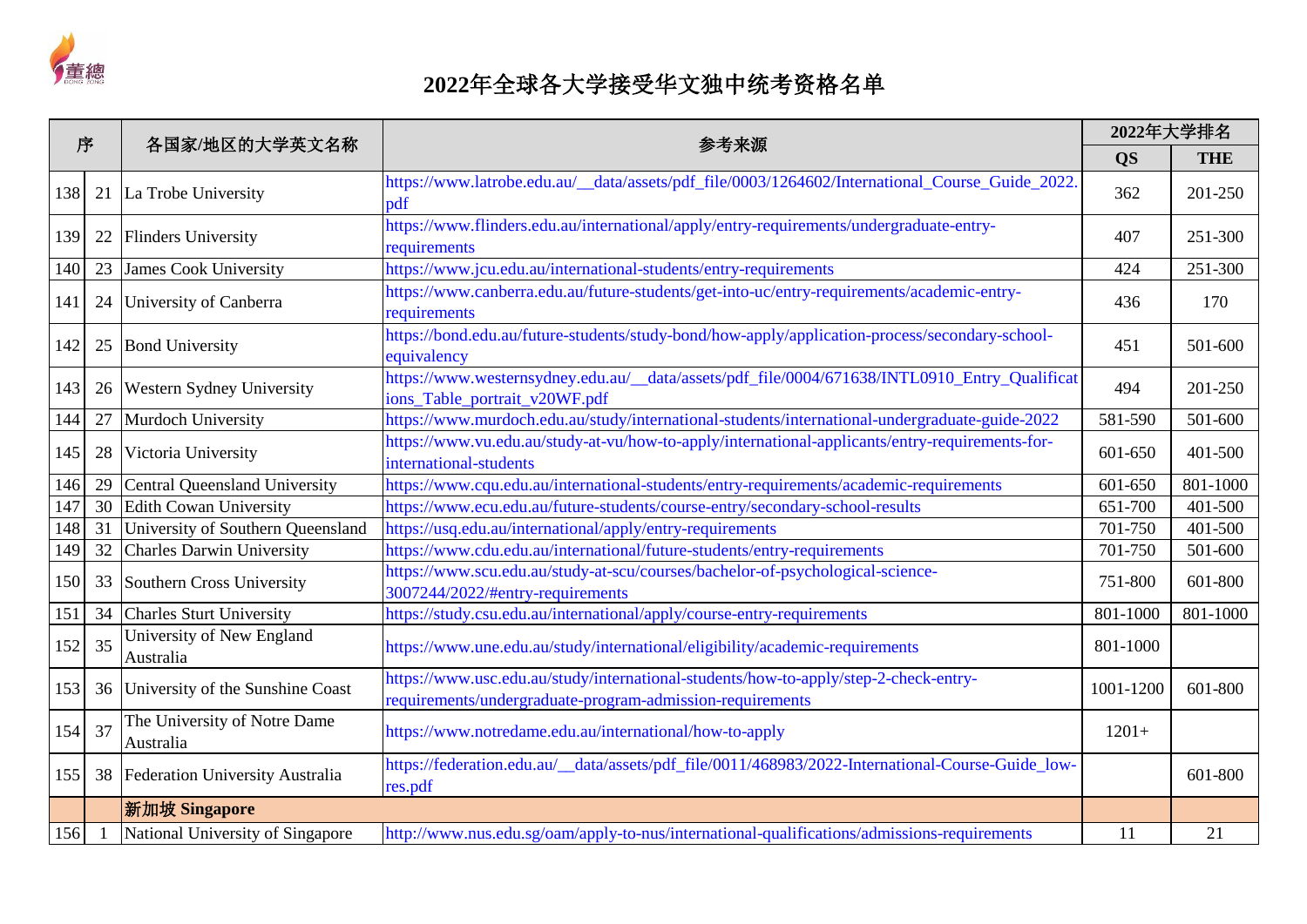# 2022年全球各大学接受华文独中统考资格名单

| 序 | | 各国家/地区的大学英文名称 | 参考来源 | 2022年大学排名 | |
|---|---|---|---|---|---|
| | | | | QS | THE |
| 138 | 21 | La Trobe University | https://www.latrobe.edu.au/__data/assets/pdf_file/0003/1264602/International_Course_Guide_2022.pdf | 362 | 201-250 |
| 139 | 22 | Flinders University | https://www.flinders.edu.au/international/apply/entry-requirements/undergraduate-entry-requirements | 407 | 251-300 |
| 140 | 23 | James Cook University | https://www.jcu.edu.au/international-students/entry-requirements | 424 | 251-300 |
| 141 | 24 | University of Canberra | https://www.canberra.edu.au/future-students/get-into-uc/entry-requirements/academic-entry-requirements | 436 | 170 |
| 142 | 25 | Bond University | https://bond.edu.au/future-students/study-bond/how-apply/application-process/secondary-school-equivalency | 451 | 501-600 |
| 143 | 26 | Western Sydney University | https://www.westernsydney.edu.au/__data/assets/pdf_file/0004/671638/INTL0910_Entry_Qualifications_Table_portrait_v20WF.pdf | 494 | 201-250 |
| 144 | 27 | Murdoch University | https://www.murdoch.edu.au/study/international-students/international-undergraduate-guide-2022 | 581-590 | 501-600 |
| 145 | 28 | Victoria University | https://www.vu.edu.au/study-at-vu/how-to-apply/international-applicants/entry-requirements-for-international-students | 601-650 | 401-500 |
| 146 | 29 | Central Queensland University | https://www.cqu.edu.au/international-students/entry-requirements/academic-requirements | 601-650 | 801-1000 |
| 147 | 30 | Edith Cowan University | https://www.ecu.edu.au/future-students/course-entry/secondary-school-results | 651-700 | 401-500 |
| 148 | 31 | University of Southern Queensland | https://usq.edu.au/international/apply/entry-requirements | 701-750 | 401-500 |
| 149 | 32 | Charles Darwin University | https://www.cdu.edu.au/international/future-students/entry-requirements | 701-750 | 501-600 |
| 150 | 33 | Southern Cross University | https://www.scu.edu.au/study-at-scu/courses/bachelor-of-psychological-science-3007244/2022/#entry-requirements | 751-800 | 601-800 |
| 151 | 34 | Charles Sturt University | https://study.csu.edu.au/international/apply/course-entry-requirements | 801-1000 | 801-1000 |
| 152 | 35 | University of New England Australia | https://www.une.edu.au/study/international/eligibility/academic-requirements | 801-1000 | |
| 153 | 36 | University of the Sunshine Coast | https://www.usc.edu.au/study/international-students/how-to-apply/step-2-check-entry-requirements/undergraduate-program-admission-requirements | 1001-1200 | 601-800 |
| 154 | 37 | The University of Notre Dame Australia | https://www.notredame.edu.au/international/how-to-apply | 1201+ | |
| 155 | 38 | Federation University Australia | https://federation.edu.au/__data/assets/pdf_file/0011/468983/2022-International-Course-Guide_low-res.pdf | | 601-800 |
| | | **新加坡 Singapore** | | | |
| 156 | 1 | National University of Singapore | http://www.nus.edu.sg/oam/apply-to-nus/international-qualifications/admissions-requirements | 11 | 21 |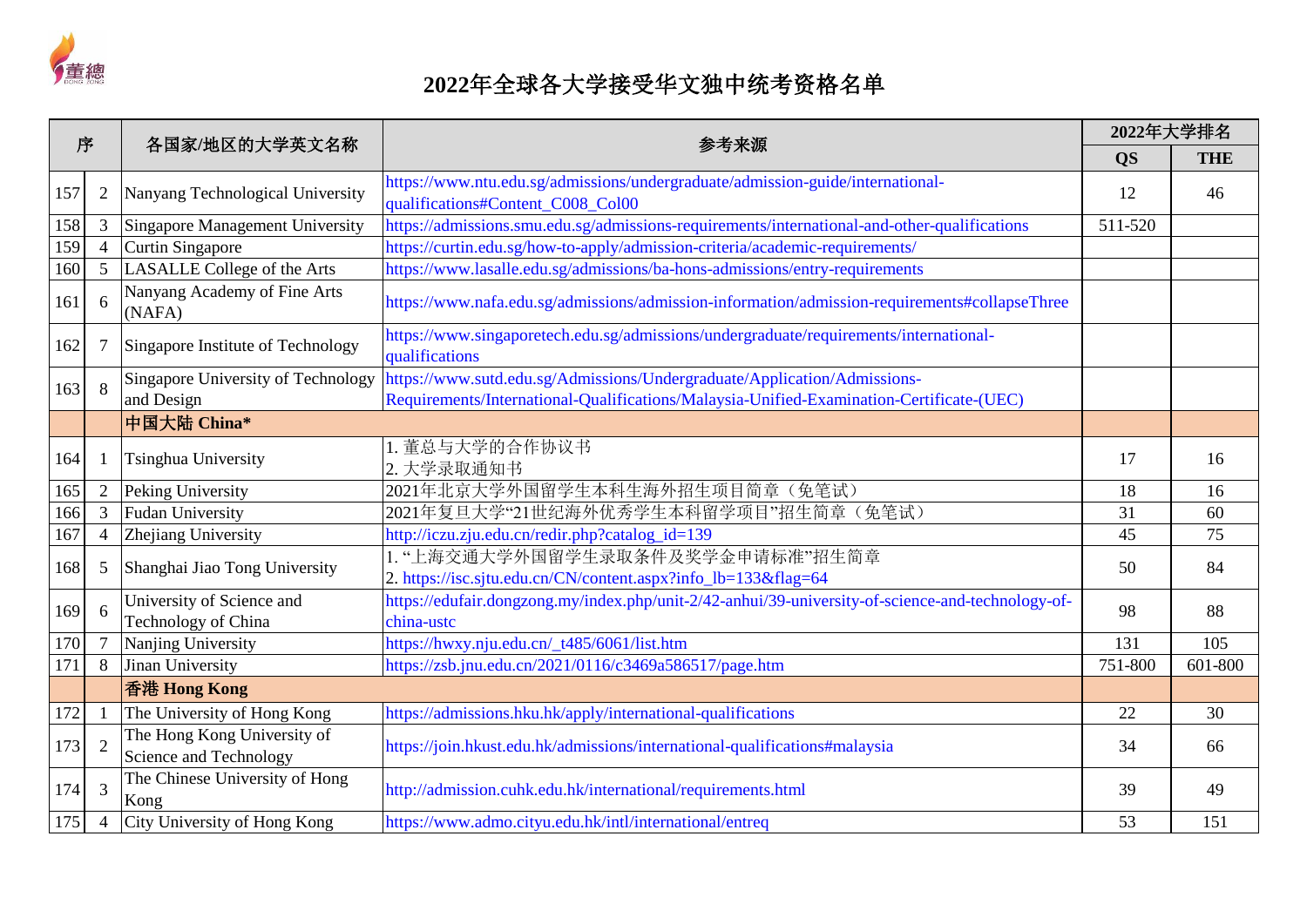# 2022年全球各大学接受华文独中统考资格名单

| 序 | | 各国家/地区的大学英文名称 | 参考来源 | 2022年大学排名 | |
|---|---|---|---|---|---|
| | | | | QS | THE |
| 157 | 2 | Nanyang Technological University | https://www.ntu.edu.sg/admissions/undergraduate/admission-guide/international-qualifications#Content_C008_Col00 | 12 | 46 |
| 158 | 3 | Singapore Management University | https://admissions.smu.edu.sg/admissions-requirements/international-and-other-qualifications | 511-520 | |
| 159 | 4 | Curtin Singapore | https://curtin.edu.sg/how-to-apply/admission-criteria/academic-requirements/ | | |
| 160 | 5 | LASALLE College of the Arts | https://www.lasalle.edu.sg/admissions/ba-hons-admissions/entry-requirements | | |
| 161 | 6 | Nanyang Academy of Fine Arts (NAFA) | https://www.nafa.edu.sg/admissions/admission-information/admission-requirements#collapseThree | | |
| 162 | 7 | Singapore Institute of Technology | https://www.singaporetech.edu.sg/admissions/undergraduate/requirements/international-qualifications | | |
| 163 | 8 | Singapore University of Technology and Design | https://www.sutd.edu.sg/Admissions/Undergraduate/Application/Admissions-Requirements/International-Qualifications/Malaysia-Unified-Examination-Certificate-(UEC) | | |
| | | **中国大陆 China*** | | | |
| 164 | 1 | Tsinghua University | 1. 董总与大学的合作协议书<br>2. 大学录取通知书 | 17 | 16 |
| 165 | 2 | Peking University | 2021年北京大学外国留学生本科生海外招生项目简章（免笔试） | 18 | 16 |
| 166 | 3 | Fudan University | 2021年复旦大学“21世纪海外优秀学生本科留学项目”招生简章（免笔试） | 31 | 60 |
| 167 | 4 | Zhejiang University | http://iczu.zju.edu.cn/redir.php?catalog_id=139 | 45 | 75 |
| 168 | 5 | Shanghai Jiao Tong University | 1. “上海交通大学外国留学生录取条件及奖学金申请标准”招生简章<br>2. https://isc.sjtu.edu.cn/CN/content.aspx?info_lb=133&flag=64 | 50 | 84 |
| 169 | 6 | University of Science and Technology of China | https://edufair.dongzong.my/index.php/unit-2/42-anhui/39-university-of-science-and-technology-of-china-ustc | 98 | 88 |
| 170 | 7 | Nanjing University | https://hwxy.nju.edu.cn/_t485/6061/list.htm | 131 | 105 |
| 171 | 8 | Jinan University | https://zsb.jnu.edu.cn/2021/0116/c3469a586517/page.htm | 751-800 | 601-800 |
| | | **香港 Hong Kong** | | | |
| 172 | 1 | The University of Hong Kong | https://admissions.hku.hk/apply/international-qualifications | 22 | 30 |
| 173 | 2 | The Hong Kong University of Science and Technology | https://join.hkust.edu.hk/admissions/international-qualifications#malaysia | 34 | 66 |
| 174 | 3 | The Chinese University of Hong Kong | http://admission.cuhk.edu.hk/international/requirements.html | 39 | 49 |
| 175 | 4 | City University of Hong Kong | https://www.admo.cityu.edu.hk/intl/international/entreq | 53 | 151 |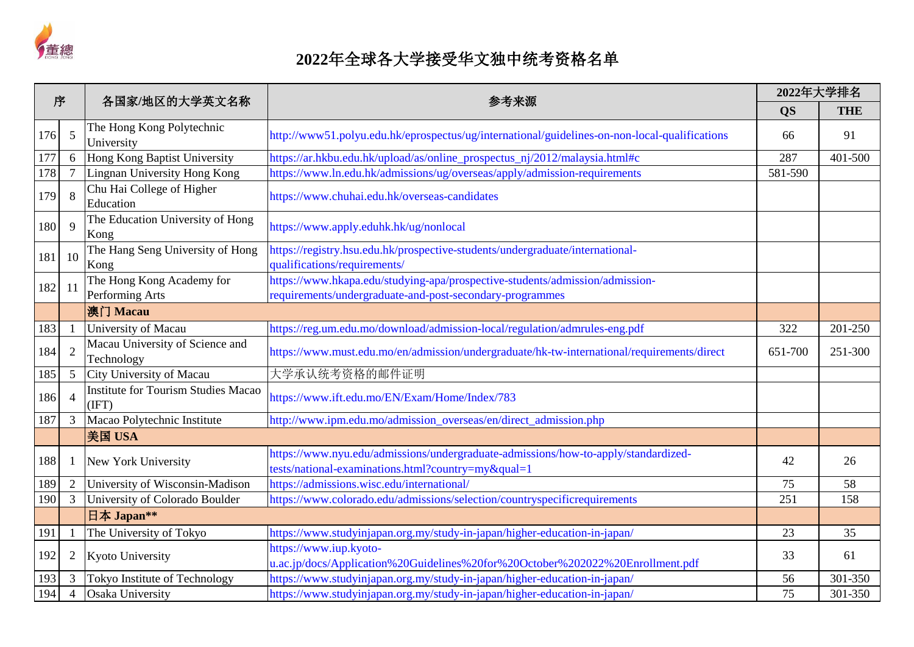# 2022年全球各大学接受华文独中统考资格名单

| 序 | | 各国家/地区的大学英文名称 | 参考来源 | 2022年大学排名 | |
|---|---|---|---|---|---|
| | | | | QS | THE |
| 176 | 5 | The Hong Kong Polytechnic University | http://www51.polyu.edu.hk/eprospectus/ug/international/guidelines-on-non-local-qualifications | 66 | 91 |
| 177 | 6 | Hong Kong Baptist University | https://ar.hkbu.edu.hk/upload/as/online_prospectus_nj/2012/malaysia.html#c | 287 | 401-500 |
| 178 | 7 | Lingnan University Hong Kong | https://www.ln.edu.hk/admissions/ug/overseas/apply/admission-requirements | 581-590 | |
| 179 | 8 | Chu Hai College of Higher Education | https://www.chuhai.edu.hk/overseas-candidates | | |
| 180 | 9 | The Education University of Hong Kong | https://www.apply.eduhk.hk/ug/nonlocal | | |
| 181 | 10 | The Hang Seng University of Hong Kong | https://registry.hsu.edu.hk/prospective-students/undergraduate/international-qualifications/requirements/ | | |
| 182 | 11 | The Hong Kong Academy for Performing Arts | https://www.hkapa.edu/studying-apa/prospective-students/admission/admission-requirements/undergraduate-and-post-secondary-programmes | | |
| | | **澳门 Macau** | | | |
| 183 | 1 | University of Macau | https://reg.um.edu.mo/download/admission-local/regulation/admrules-eng.pdf | 322 | 201-250 |
| 184 | 2 | Macau University of Science and Technology | https://www.must.edu.mo/en/admission/undergraduate/hk-tw-international/requirements/direct | 651-700 | 251-300 |
| 185 | 5 | City University of Macau | 大学承认统考资格的邮件证明 | | |
| 186 | 4 | Institute for Tourism Studies Macao (IFT) | https://www.ift.edu.mo/EN/Exam/Home/Index/783 | | |
| 187 | 3 | Macao Polytechnic Institute | http://www.ipm.edu.mo/admission_overseas/en/direct_admission.php | | |
| | | **美国 USA** | | | |
| 188 | 1 | New York University | https://www.nyu.edu/admissions/undergraduate-admissions/how-to-apply/standardized-tests/national-examinations.html?country=my&qual=1 | 42 | 26 |
| 189 | 2 | University of Wisconsin-Madison | https://admissions.wisc.edu/international/ | 75 | 58 |
| 190 | 3 | University of Colorado Boulder | https://www.colorado.edu/admissions/selection/countryspecificrequirements | 251 | 158 |
| | | **日本 Japan** ** | | | |
| 191 | 1 | The University of Tokyo | https://www.studyinjapan.org.my/study-in-japan/higher-education-in-japan/ | 23 | 35 |
| 192 | 2 | Kyoto University | https://www.iup.kyoto-u.ac.jp/docs/Application%20Guidelines%20for%20October%202022%20Enrollment.pdf | 33 | 61 |
| 193 | 3 | Tokyo Institute of Technology | https://www.studyinjapan.org.my/study-in-japan/higher-education-in-japan/ | 56 | 301-350 |
| 194 | 4 | Osaka University | https://www.studyinjapan.org.my/study-in-japan/higher-education-in-japan/ | 75 | 301-350 |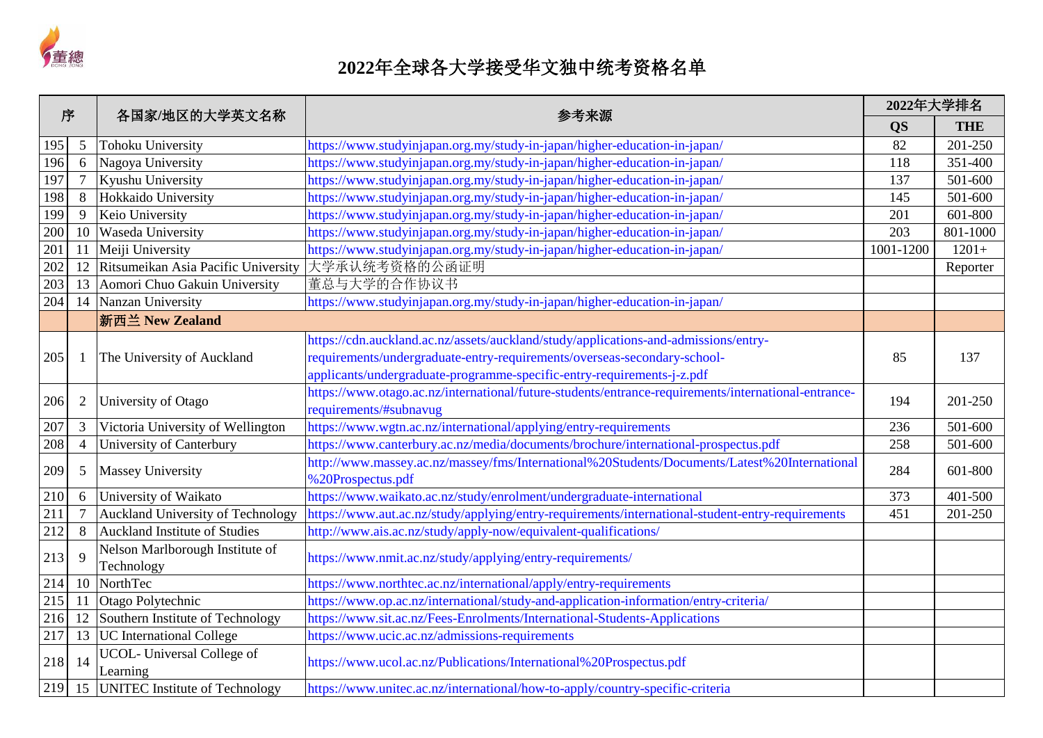# 2022年全球各大学接受华文独中统考资格名单

| 序 | | 各国家/地区的大学英文名称 | 参考来源 | 2022年大学排名 | |
|---|---|---|---|---|---|
| | | | | QS | THE |
| 195 | 5 | Tohoku University | https://www.studyinjapan.org.my/study-in-japan/higher-education-in-japan/ | 82 | 201-250 |
| 196 | 6 | Nagoya University | https://www.studyinjapan.org.my/study-in-japan/higher-education-in-japan/ | 118 | 351-400 |
| 197 | 7 | Kyushu University | https://www.studyinjapan.org.my/study-in-japan/higher-education-in-japan/ | 137 | 501-600 |
| 198 | 8 | Hokkaido University | https://www.studyinjapan.org.my/study-in-japan/higher-education-in-japan/ | 145 | 501-600 |
| 199 | 9 | Keio University | https://www.studyinjapan.org.my/study-in-japan/higher-education-in-japan/ | 201 | 601-800 |
| 200 | 10 | Waseda University | https://www.studyinjapan.org.my/study-in-japan/higher-education-in-japan/ | 203 | 801-1000 |
| 201 | 11 | Meiji University | https://www.studyinjapan.org.my/study-in-japan/higher-education-in-japan/ | 1001-1200 | 1201+ |
| 202 | 12 | Ritsumeikan Asia Pacific University | 大学承认统考资格的公函证明 | | Reporter |
| 203 | 13 | Aomori Chuo Gakuin University | 董总与大学的合作协议书 | | |
| 204 | 14 | Nanzan University | https://www.studyinjapan.org.my/study-in-japan/higher-education-in-japan/ | | |
| | | **新西兰 New Zealand** | | | |
| 205 | 1 | The University of Auckland | https://cdn.auckland.ac.nz/assets/auckland/study/applications-and-admissions/entry-requirements/undergraduate-entry-requirements/overseas-secondary-school-applicants/undergraduate-programme-specific-entry-requirements-j-z.pdf | 85 | 137 |
| 206 | 2 | University of Otago | https://www.otago.ac.nz/international/future-students/entrance-requirements/international-entrance-requirements/#subnavug | 194 | 201-250 |
| 207 | 3 | Victoria University of Wellington | https://www.wgtn.ac.nz/international/applying/entry-requirements | 236 | 501-600 |
| 208 | 4 | University of Canterbury | https://www.canterbury.ac.nz/media/documents/brochure/international-prospectus.pdf | 258 | 501-600 |
| 209 | 5 | Massey University | http://www.massey.ac.nz/massey/fms/International%20Students/Documents/Latest%20International%20Prospectus.pdf | 284 | 601-800 |
| 210 | 6 | University of Waikato | https://www.waikato.ac.nz/study/enrolment/undergraduate-international | 373 | 401-500 |
| 211 | 7 | Auckland University of Technology | https://www.aut.ac.nz/study/applying/entry-requirements/international-student-entry-requirements | 451 | 201-250 |
| 212 | 8 | Auckland Institute of Studies | http://www.ais.ac.nz/study/apply-now/equivalent-qualifications/ | | |
| 213 | 9 | Nelson Marlborough Institute of Technology | https://www.nmit.ac.nz/study/applying/entry-requirements/ | | |
| 214 | 10 | NorthTec | https://www.northtec.ac.nz/international/apply/entry-requirements | | |
| 215 | 11 | Otago Polytechnic | https://www.op.ac.nz/international/study-and-application-information/entry-criteria/ | | |
| 216 | 12 | Southern Institute of Technology | https://www.sit.ac.nz/Fees-Enrolments/International-Students-Applications | | |
| 217 | 13 | UC International College | https://www.ucic.ac.nz/admissions-requirements | | |
| 218 | 14 | UCOL- Universal College of Learning | https://www.ucol.ac.nz/Publications/International%20Prospectus.pdf | | |
| 219 | 15 | UNITEC Institute of Technology | https://www.unitec.ac.nz/international/how-to-apply/country-specific-criteria | | |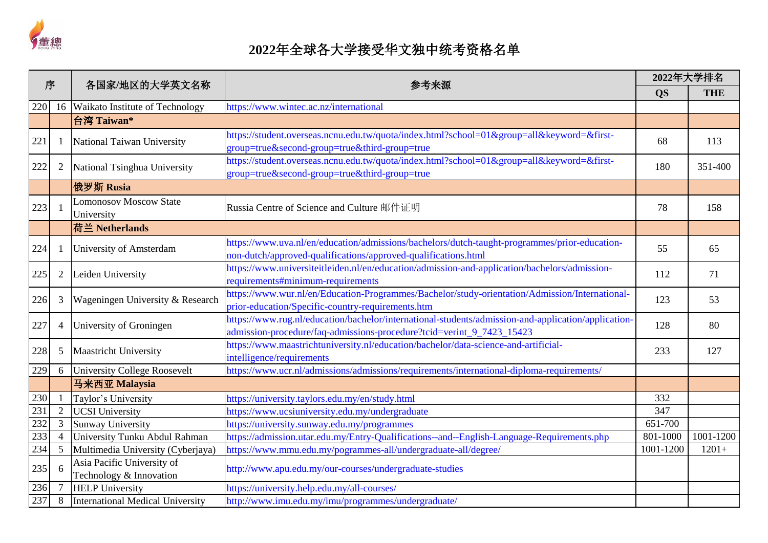# 2022年全球各大学接受华文独中统考资格名单

| 序 | | 各国家/地区的大学英文名称 | 参考来源 | 2022年大学排名 | |
|---|---|---|---|---|---|
| | | | | QS | THE |
| 220 | 16 | Waikato Institute of Technology | https://www.wintec.ac.nz/international | | |
| | | **台湾 Taiwan*** | | | |
| 221 | 1 | National Taiwan University | https://student.overseas.ncnu.edu.tw/quota/index.html?school=01&group=all&keyword=&first-group=true&second-group=true&third-group=true | 68 | 113 |
| 222 | 2 | National Tsinghua University | https://student.overseas.ncnu.edu.tw/quota/index.html?school=01&group=all&keyword=&first-group=true&second-group=true&third-group=true | 180 | 351-400 |
| | | **俄罗斯 Rusia** | | | |
| 223 | 1 | Lomonosov Moscow State University | Russia Centre of Science and Culture 邮件证明 | 78 | 158 |
| | | **荷兰 Netherlands** | | | |
| 224 | 1 | University of Amsterdam | https://www.uva.nl/en/education/admissions/bachelors/dutch-taught-programmes/prior-education-non-dutch/approved-qualifications/approved-qualifications.html | 55 | 65 |
| 225 | 2 | Leiden University | https://www.universiteitleiden.nl/en/education/admission-and-application/bachelors/admission-requirements#minimum-requirements | 112 | 71 |
| 226 | 3 | Wageningen University & Research | https://www.wur.nl/en/Education-Programmes/Bachelor/study-orientation/Admission/International-prior-education/Specific-country-requirements.htm | 123 | 53 |
| 227 | 4 | University of Groningen | https://www.rug.nl/education/bachelor/international-students/admission-and-application/application-admission-procedure/faq-admissions-procedure?tcid=verint_9_7423_15423 | 128 | 80 |
| 228 | 5 | Maastricht University | https://www.maastrichtuniversity.nl/education/bachelor/data-science-and-artificial-intelligence/requirements | 233 | 127 |
| 229 | 6 | University College Roosevelt | https://www.ucr.nl/admissions/admissions/requirements/international-diploma-requirements/ | | |
| | | **马来西亚 Malaysia** | | | |
| 230 | 1 | Taylor's University | https://university.taylors.edu.my/en/study.html | 332 | |
| 231 | 2 | UCSI University | https://www.ucsiuniversity.edu.my/undergraduate | 347 | |
| 232 | 3 | Sunway University | https://university.sunway.edu.my/programmes | 651-700 | |
| 233 | 4 | University Tunku Abdul Rahman | https://admission.utar.edu.my/Entry-Qualifications--and--English-Language-Requirements.php | 801-1000 | 1001-1200 |
| 234 | 5 | Multimedia University (Cyberjaya) | https://www.mmu.edu.my/pogrammes-all/undergraduate-all/degree/ | 1001-1200 | 1201+ |
| 235 | 6 | Asia Pacific University of Technology & Innovation | http://www.apu.edu.my/our-courses/undergraduate-studies | | |
| 236 | 7 | HELP University | https://university.help.edu.my/all-courses/ | | |
| 237 | 8 | International Medical University | http://www.imu.edu.my/imu/programmes/undergraduate/ | | |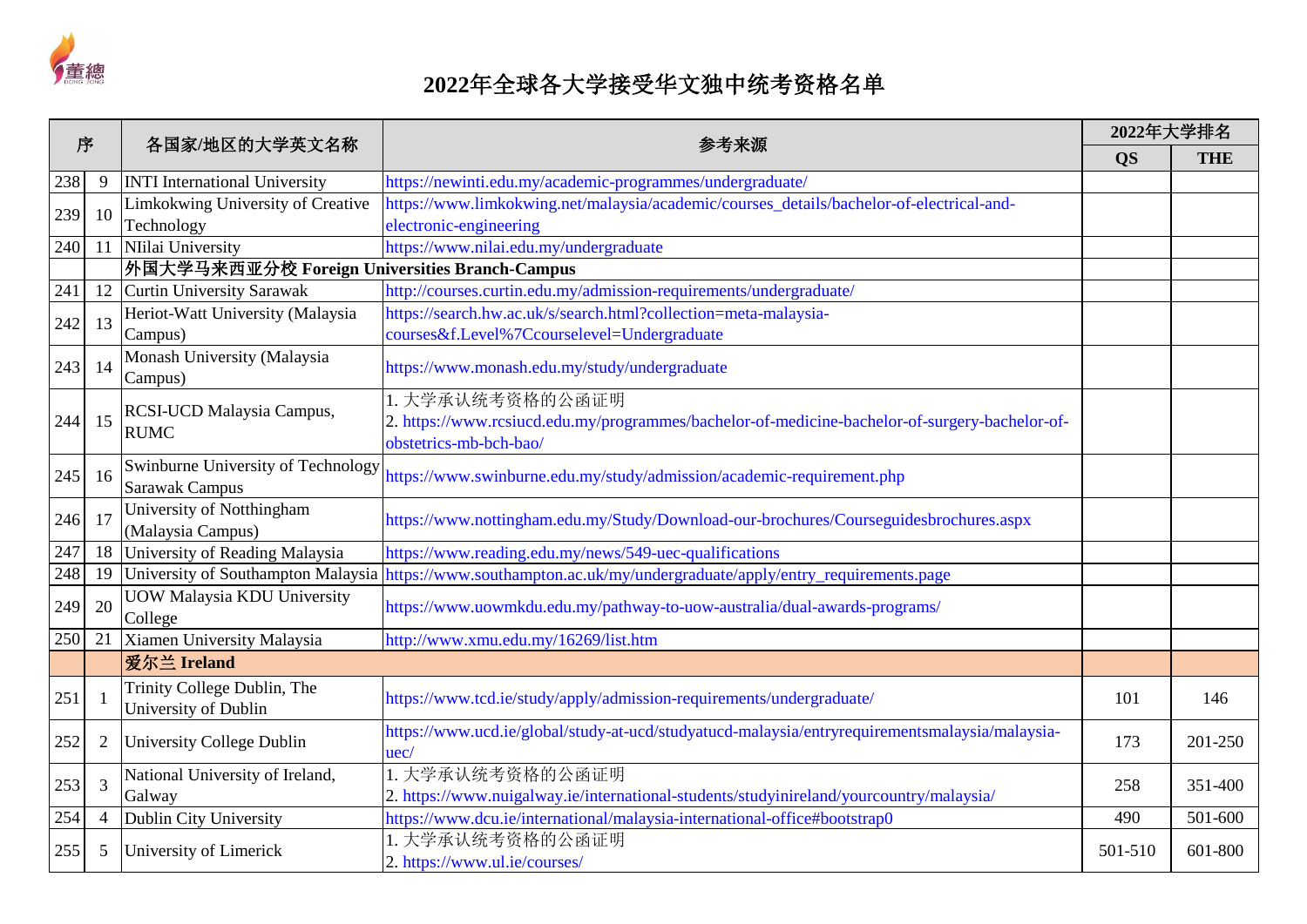# 2022年全球各大学接受华文独中统考资格名单

| 序 | | 各国家/地区的大学英文名称 | 参考来源 | 2022年大学排名 | |
|---|---|---|---|---|---|
| | | | | QS | THE |
| 238 | 9 | INTI International University | https://newinti.edu.my/academic-programmes/undergraduate/ | | |
| 239 | 10 | Limkokwing University of Creative Technology | https://www.limkokwing.net/malaysia/academic/courses_details/bachelor-of-electrical-and-electronic-engineering | | |
| 240 | 11 | NIlai University | https://www.nilai.edu.my/undergraduate | | |
| | | **外国大学马来西亚分校 Foreign Universities Branch-Campus** | | | |
| 241 | 12 | Curtin University Sarawak | http://courses.curtin.edu.my/admission-requirements/undergraduate/ | | |
| 242 | 13 | Heriot-Watt University (Malaysia Campus) | https://search.hw.ac.uk/s/search.html?collection=meta-malaysia-courses&f.Level%7Ccourselevel=Undergraduate | | |
| 243 | 14 | Monash University (Malaysia Campus) | https://www.monash.edu.my/study/undergraduate | | |
| 244 | 15 | RCSI-UCD Malaysia Campus, RUMC | 1. 大学承认统考资格的公函证明<br>2. https://www.rcsiucd.edu.my/programmes/bachelor-of-medicine-bachelor-of-surgery-bachelor-of-obstetrics-mb-bch-bao/ | | |
| 245 | 16 | Swinburne University of Technology Sarawak Campus | https://www.swinburne.edu.my/study/admission/academic-requirement.php | | |
| 246 | 17 | University of Notthingham (Malaysia Campus) | https://www.nottingham.edu.my/Study/Download-our-brochures/Courseguidesbrochures.aspx | | |
| 247 | 18 | University of Reading Malaysia | https://www.reading.edu.my/news/549-uec-qualifications | | |
| 248 | 19 | University of Southampton Malaysia | https://www.southampton.ac.uk/my/undergraduate/apply/entry_requirements.page | | |
| 249 | 20 | UOW Malaysia KDU University College | https://www.uowmkdu.edu.my/pathway-to-uow-australia/dual-awards-programs/ | | |
| 250 | 21 | Xiamen University Malaysia | http://www.xmu.edu.my/16269/list.htm | | |
| | | **爱尔兰 Ireland** | | | |
| 251 | 1 | Trinity College Dublin, The University of Dublin | https://www.tcd.ie/study/apply/admission-requirements/undergraduate/ | 101 | 146 |
| 252 | 2 | University College Dublin | https://www.ucd.ie/global/study-at-ucd/studyatucd-malaysia/entryrequirementsmalaysia/malaysia-uec/ | 173 | 201-250 |
| 253 | 3 | National University of Ireland, Galway | 1. 大学承认统考资格的公函证明<br>2. https://www.nuigalway.ie/international-students/studyinireland/yourcountry/malaysia/ | 258 | 351-400 |
| 254 | 4 | Dublin City University | https://www.dcu.ie/international/malaysia-international-office#bootstrap0 | 490 | 501-600 |
| 255 | 5 | University of Limerick | 1. 大学承认统考资格的公函证明<br>2. https://www.ul.ie/courses/ | 501-510 | 601-800 |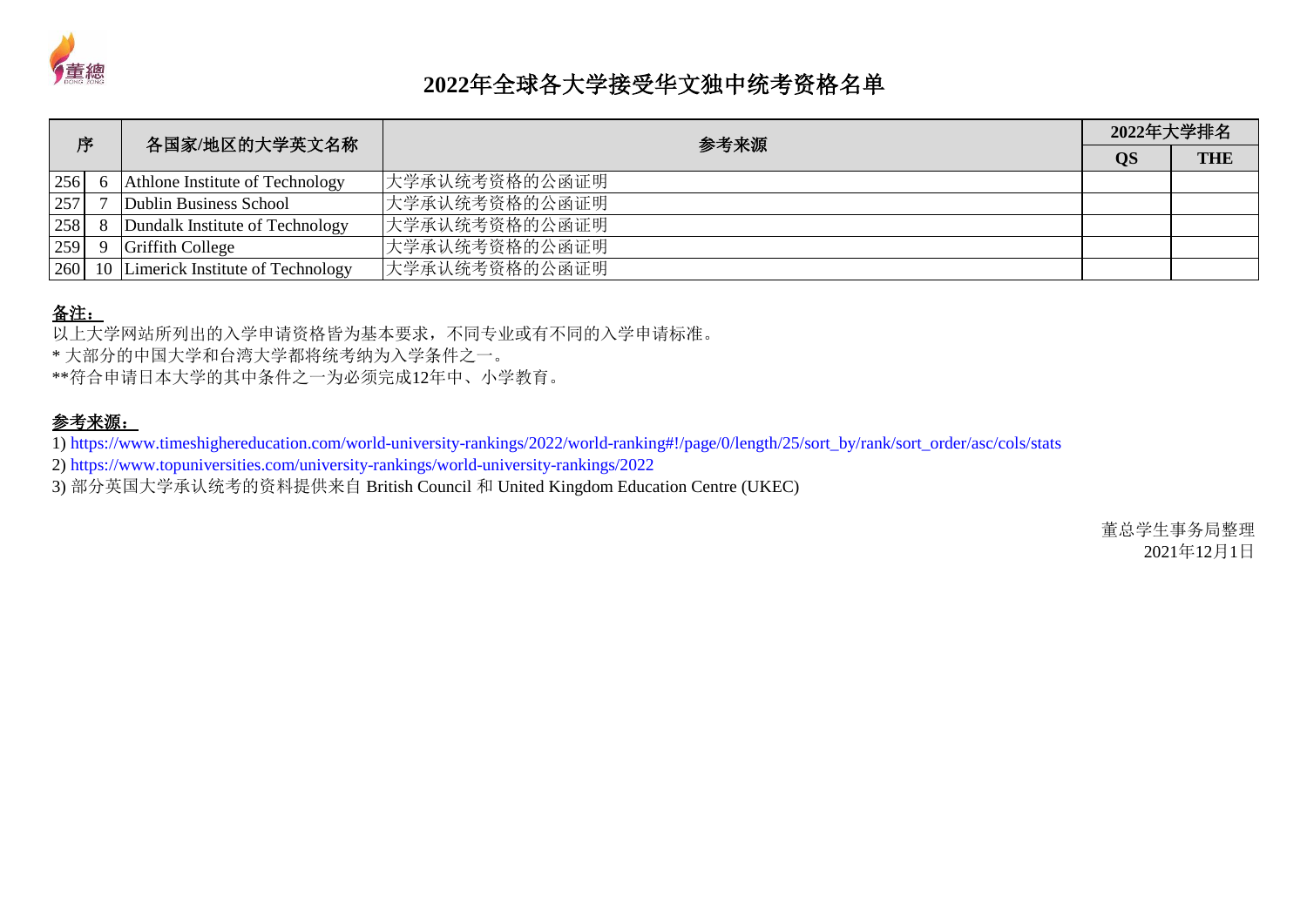# 2022年全球各大学接受华文独中统考资格名单

| 序 | | 各国家/地区的大学英文名称 | 参考来源 | 2022年大学排名 | |
|---|---|---|---|---|---|
| | | | | QS | THE |
| 256 | 6 | Athlone Institute of Technology | 大学承认统考资格的公函证明 | | |
| 257 | 7 | Dublin Business School | 大学承认统考资格的公函证明 | | |
| 258 | 8 | Dundalk Institute of Technology | 大学承认统考资格的公函证明 | | |
| 259 | 9 | Griffith College | 大学承认统考资格的公函证明 | | |
| 260 | 10 | Limerick Institute of Technology | 大学承认统考资格的公函证明 | | |

**备注：**

以上大学网站所列出的入学申请资格皆为基本要求，不同专业或有不同的入学申请标准。

* 大部分的中国大学和台湾大学都将统考纳为入学条件之一。

**符合申请日本大学的其中条件之一为必须完成12年中、小学教育。

**参考来源：**

1) https://www.timeshighereducation.com/world-university-rankings/2022/world-ranking#!/page/0/length/25/sort_by/rank/sort_order/asc/cols/stats

2) https://www.topuniversities.com/university-rankings/world-university-rankings/2022

3) 部分英国大学承认统考的资料提供来自 British Council 和 United Kingdom Education Centre (UKEC)

董总学生事务局整理

2021年12月1日